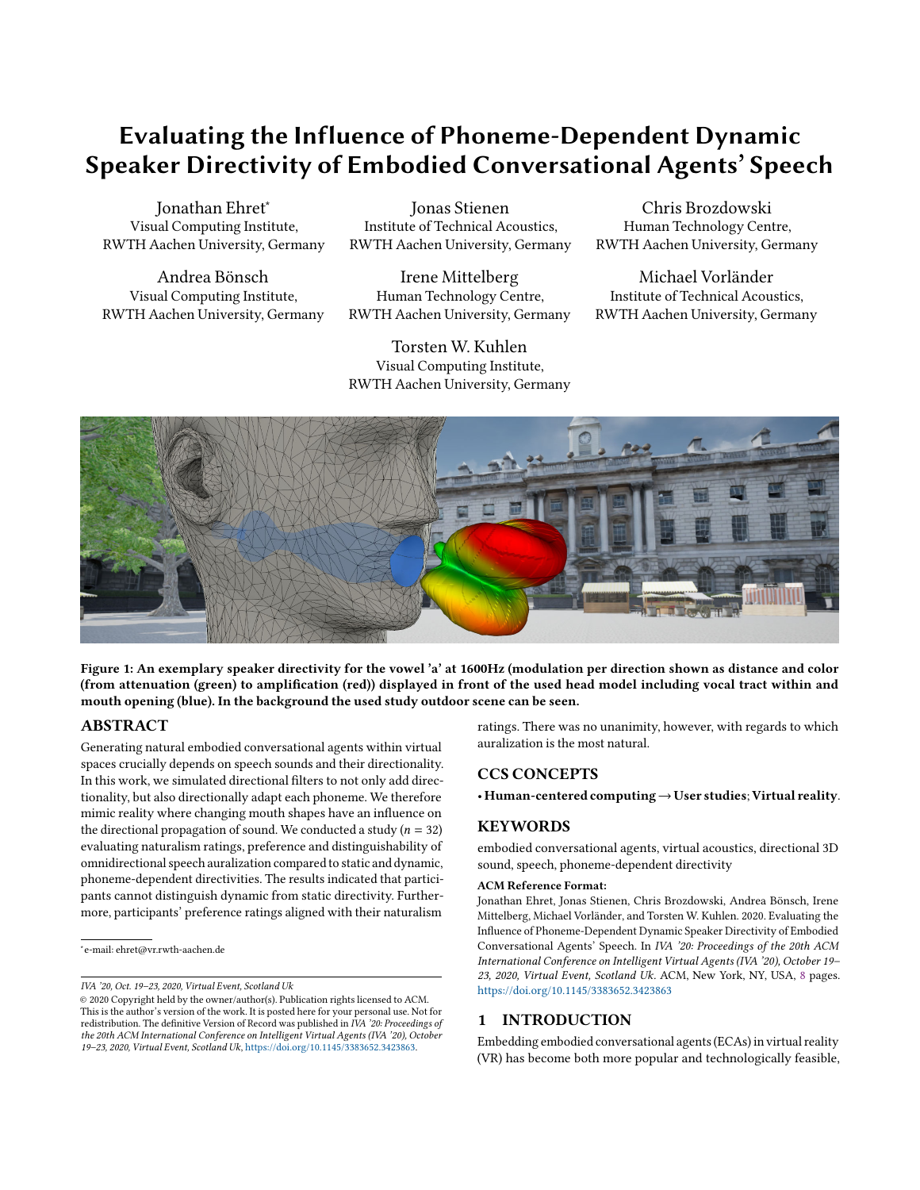# Evaluating the Influence of Phoneme-Dependent Dynamic Speaker Directivity of Embodied Conversational Agents' Speech

Jonathan Ehret*
Visual Computing Institute,
RWTH Aachen University, Germany

Jonas Stienen
Institute of Technical Acoustics,
RWTH Aachen University, Germany

Chris Brozdowski
Human Technology Centre,
RWTH Aachen University, Germany

Andrea Bönsch
Visual Computing Institute,
RWTH Aachen University, Germany

Irene Mittelberg
Human Technology Centre,
RWTH Aachen University, Germany

Michael Vorländer
Institute of Technical Acoustics,
RWTH Aachen University, Germany

Torsten W. Kuhlen
Visual Computing Institute,
RWTH Aachen University, Germany

**Figure 1: An exemplary speaker directivity for the vowel 'a' at 1600Hz (modulation per direction shown as distance and color (from attenuation (green) to amplification (red)) displayed in front of the used head model including vocal tract within and mouth opening (blue). In the background the used study outdoor scene can be seen.**

## ABSTRACT

Generating natural embodied conversational agents within virtual spaces crucially depends on speech sounds and their directionality. In this work, we simulated directional filters to not only add directionality, but also directionally adapt each phoneme. We therefore mimic reality where changing mouth shapes have an influence on the directional propagation of sound. We conducted a study ($n = 32$) evaluating naturalism ratings, preference and distinguishability of omnidirectional speech auralization compared to static and dynamic, phoneme-dependent directivities. The results indicated that participants cannot distinguish dynamic from static directivity. Furthermore, participants' preference ratings aligned with their naturalism ratings. There was no unanimity, however, with regards to which auralization is the most natural.

## CCS CONCEPTS

• **Human-centered computing → User studies**; **Virtual reality**.

## KEYWORDS

embodied conversational agents, virtual acoustics, directional 3D sound, speech, phoneme-dependent directivity

**ACM Reference Format:**
Jonathan Ehret, Jonas Stienen, Chris Brozdowski, Andrea Bönsch, Irene Mittelberg, Michael Vorländer, and Torsten W. Kuhlen. 2020. Evaluating the Influence of Phoneme-Dependent Dynamic Speaker Directivity of Embodied Conversational Agents' Speech. In *IVA '20: Proceedings of the 20th ACM International Conference on Intelligent Virtual Agents (IVA '20), October 19–23, 2020, Virtual Event, Scotland Uk*. ACM, New York, NY, USA, 8 pages. https://doi.org/10.1145/3383652.3423863

*e-mail: ehret@vr.rwth-aachen.de

*IVA '20, Oct. 19–23, 2020, Virtual Event, Scotland Uk*
© 2020 Copyright held by the owner/author(s). Publication rights licensed to ACM. This is the author's version of the work. It is posted here for your personal use. Not for redistribution. The definitive Version of Record was published in *IVA '20: Proceedings of the 20th ACM International Conference on Intelligent Virtual Agents (IVA '20), October 19–23, 2020, Virtual Event, Scotland Uk*, https://doi.org/10.1145/3383652.3423863.

## 1 INTRODUCTION

Embedding embodied conversational agents (ECAs) in virtual reality (VR) has become both more popular and technologically feasible,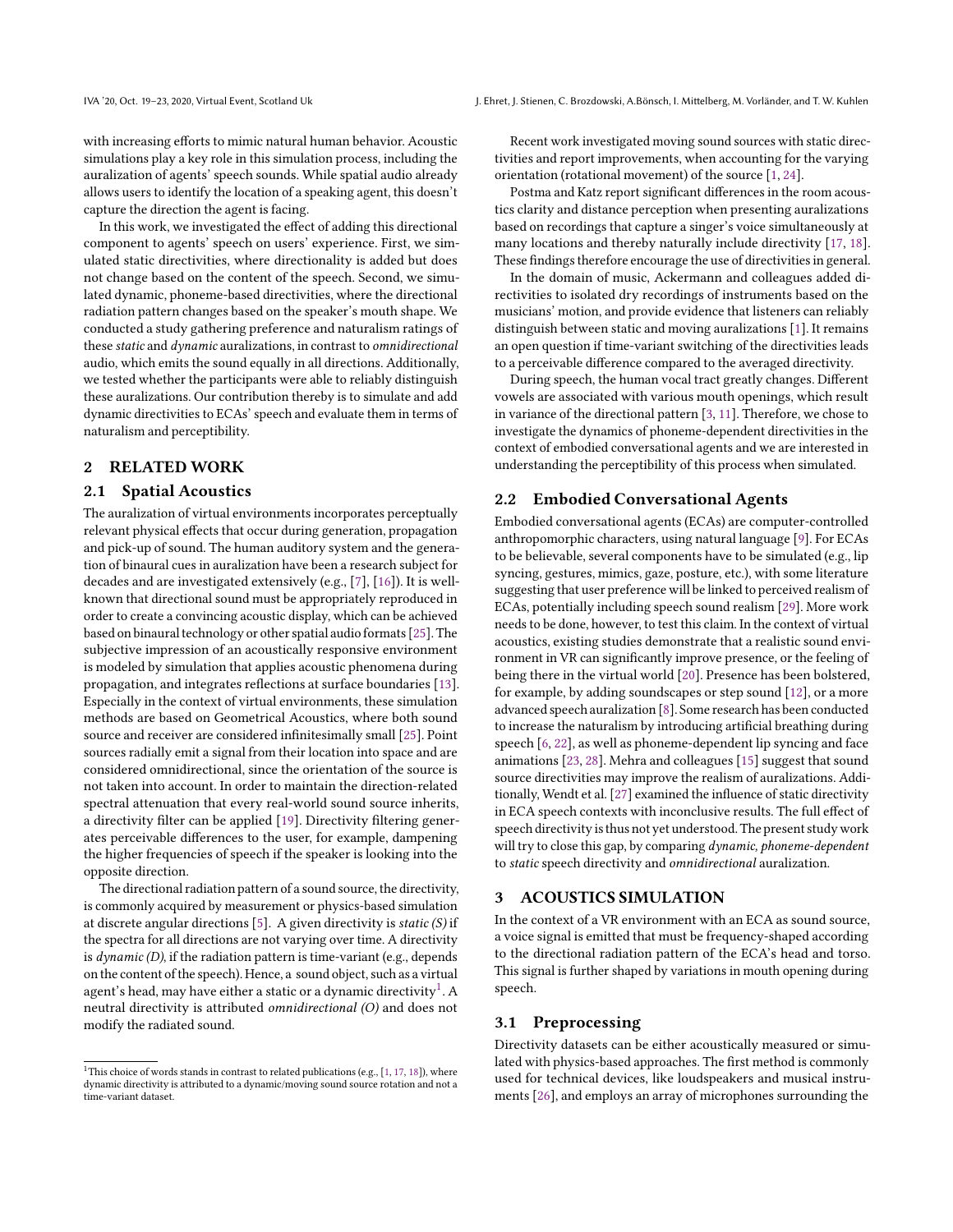with increasing efforts to mimic natural human behavior. Acoustic simulations play a key role in this simulation process, including the auralization of agents' speech sounds. While spatial audio already allows users to identify the location of a speaking agent, this doesn't capture the direction the agent is facing.

In this work, we investigated the effect of adding this directional component to agents' speech on users' experience. First, we simulated static directivities, where directionality is added but does not change based on the content of the speech. Second, we simulated dynamic, phoneme-based directivities, where the directional radiation pattern changes based on the speaker's mouth shape. We conducted a study gathering preference and naturalism ratings of these *static* and *dynamic* auralizations, in contrast to *omnidirectional* audio, which emits the sound equally in all directions. Additionally, we tested whether the participants were able to reliably distinguish these auralizations. Our contribution thereby is to simulate and add dynamic directivities to ECAs' speech and evaluate them in terms of naturalism and perceptibility.

## 2 RELATED WORK

### 2.1 Spatial Acoustics

The auralization of virtual environments incorporates perceptually relevant physical effects that occur during generation, propagation and pick-up of sound. The human auditory system and the generation of binaural cues in auralization have been a research subject for decades and are investigated extensively (e.g., [7], [16]). It is well-known that directional sound must be appropriately reproduced in order to create a convincing acoustic display, which can be achieved based on binaural technology or other spatial audio formats [25]. The subjective impression of an acoustically responsive environment is modeled by simulation that applies acoustic phenomena during propagation, and integrates reflections at surface boundaries [13]. Especially in the context of virtual environments, these simulation methods are based on Geometrical Acoustics, where both sound source and receiver are considered infinitesimally small [25]. Point sources radially emit a signal from their location into space and are considered omnidirectional, since the orientation of the source is not taken into account. In order to maintain the direction-related spectral attenuation that every real-world sound source inherits, a directivity filter can be applied [19]. Directivity filtering generates perceivable differences to the user, for example, dampening the higher frequencies of speech if the speaker is looking into the opposite direction.

The directional radiation pattern of a sound source, the directivity, is commonly acquired by measurement or physics-based simulation at discrete angular directions [5]. A given directivity is *static (S)* if the spectra for all directions are not varying over time. A directivity is *dynamic (D)*, if the radiation pattern is time-variant (e.g., depends on the content of the speech). Hence, a sound object, such as a virtual agent's head, may have either a static or a dynamic directivity[1]. A neutral directivity is attributed *omnidirectional (O)* and does not modify the radiated sound.

[1]This choice of words stands in contrast to related publications (e.g., [1, 17, 18]), where dynamic directivity is attributed to a dynamic/moving sound source rotation and not a time-variant dataset.

Recent work investigated moving sound sources with static directivities and report improvements, when accounting for the varying orientation (rotational movement) of the source [1, 24].

Postma and Katz report significant differences in the room acoustics clarity and distance perception when presenting auralizations based on recordings that capture a singer's voice simultaneously at many locations and thereby naturally include directivity [17, 18]. These findings therefore encourage the use of directivities in general.

In the domain of music, Ackermann and colleagues added directivities to isolated dry recordings of instruments based on the musicians' motion, and provide evidence that listeners can reliably distinguish between static and moving auralizations [1]. It remains an open question if time-variant switching of the directivities leads to a perceivable difference compared to the averaged directivity.

During speech, the human vocal tract greatly changes. Different vowels are associated with various mouth openings, which result in variance of the directional pattern [3, 11]. Therefore, we chose to investigate the dynamics of phoneme-dependent directivities in the context of embodied conversational agents and we are interested in understanding the perceptibility of this process when simulated.

### 2.2 Embodied Conversational Agents

Embodied conversational agents (ECAs) are computer-controlled anthropomorphic characters, using natural language [9]. For ECAs to be believable, several components have to be simulated (e.g., lip syncing, gestures, mimics, gaze, posture, etc.), with some literature suggesting that user preference will be linked to perceived realism of ECAs, potentially including speech sound realism [29]. More work needs to be done, however, to test this claim. In the context of virtual acoustics, existing studies demonstrate that a realistic sound environment in VR can significantly improve presence, or the feeling of being there in the virtual world [20]. Presence has been bolstered, for example, by adding soundscapes or step sound [12], or a more advanced speech auralization [8]. Some research has been conducted to increase the naturalism by introducing artificial breathing during speech [6, 22], as well as phoneme-dependent lip syncing and face animations [23, 28]. Mehra and colleagues [15] suggest that sound source directivities may improve the realism of auralizations. Additionally, Wendt et al. [27] examined the influence of static directivity in ECA speech contexts with inconclusive results. The full effect of speech directivity is thus not yet understood. The present study work will try to close this gap, by comparing *dynamic, phoneme-dependent* to *static* speech directivity and *omnidirectional* auralization.

## 3 ACOUSTICS SIMULATION

In the context of a VR environment with an ECA as sound source, a voice signal is emitted that must be frequency-shaped according to the directional radiation pattern of the ECA's head and torso. This signal is further shaped by variations in mouth opening during speech.

### 3.1 Preprocessing

Directivity datasets can be either acoustically measured or simulated with physics-based approaches. The first method is commonly used for technical devices, like loudspeakers and musical instruments [26], and employs an array of microphones surrounding the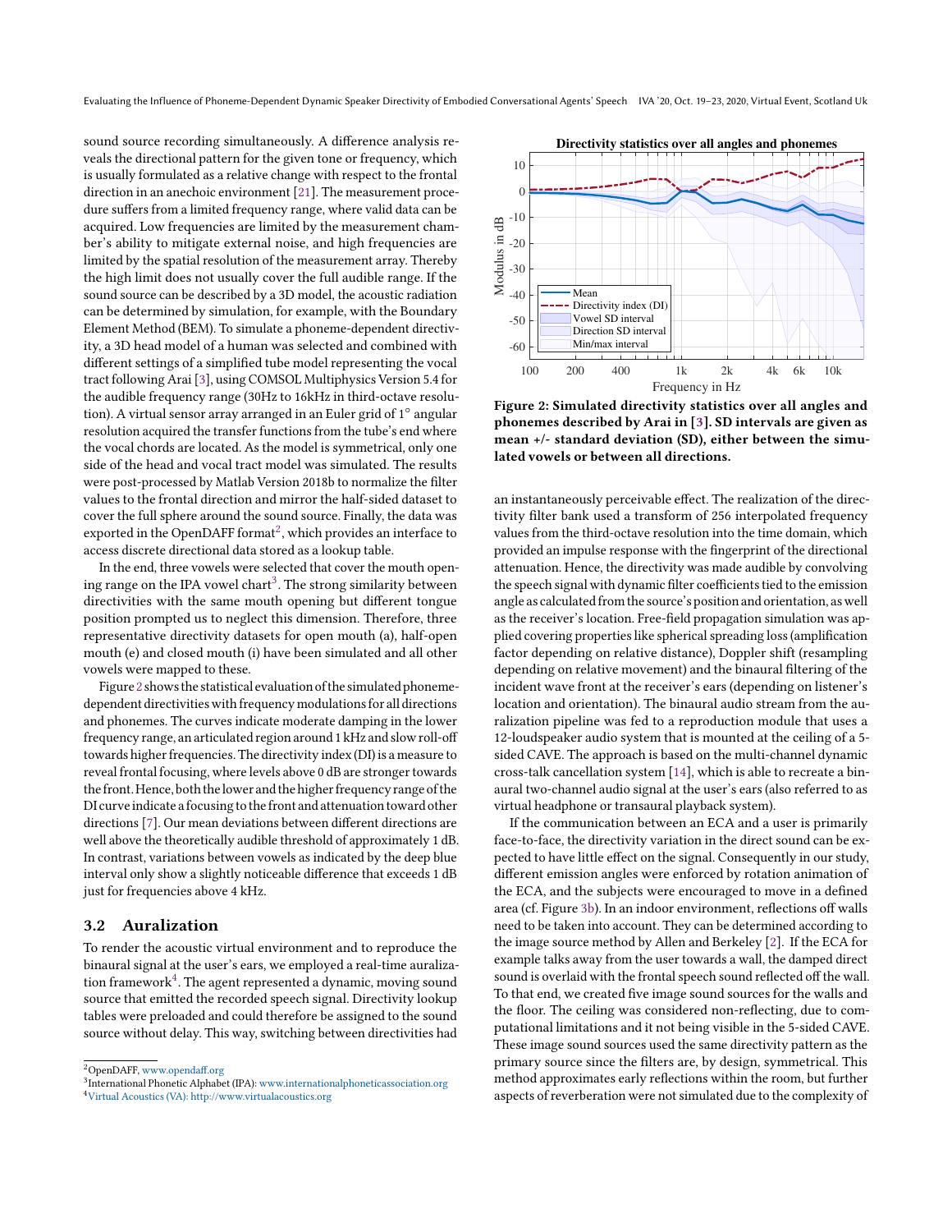sound source recording simultaneously. A difference analysis reveals the directional pattern for the given tone or frequency, which is usually formulated as a relative change with respect to the frontal direction in an anechoic environment [21]. The measurement procedure suffers from a limited frequency range, where valid data can be acquired. Low frequencies are limited by the measurement chamber's ability to mitigate external noise, and high frequencies are limited by the spatial resolution of the measurement array. Thereby the high limit does not usually cover the full audible range. If the sound source can be described by a 3D model, the acoustic radiation can be determined by simulation, for example, with the Boundary Element Method (BEM). To simulate a phoneme-dependent directivity, a 3D head model of a human was selected and combined with different settings of a simplified tube model representing the vocal tract following Arai [3], using COMSOL Multiphysics Version 5.4 for the audible frequency range (30Hz to 16kHz in third-octave resolution). A virtual sensor array arranged in an Euler grid of 1° angular resolution acquired the transfer functions from the tube's end where the vocal chords are located. As the model is symmetrical, only one side of the head and vocal tract model was simulated. The results were post-processed by Matlab Version 2018b to normalize the filter values to the frontal direction and mirror the half-sided dataset to cover the full sphere around the sound source. Finally, the data was exported in the OpenDAFF format[2], which provides an interface to access discrete directional data stored as a lookup table.

In the end, three vowels were selected that cover the mouth opening range on the IPA vowel chart[3]. The strong similarity between directivities with the same mouth opening but different tongue position prompted us to neglect this dimension. Therefore, three representative directivity datasets for open mouth (a), half-open mouth (e) and closed mouth (i) have been simulated and all other vowels were mapped to these.

Figure 2 shows the statistical evaluation of the simulated phoneme-dependent directivities with frequency modulations for all directions and phonemes. The curves indicate moderate damping in the lower frequency range, an articulated region around 1 kHz and slow roll-off towards higher frequencies. The directivity index (DI) is a measure to reveal frontal focusing, where levels above 0 dB are stronger towards the front. Hence, both the lower and the higher frequency range of the DI curve indicate a focusing to the front and attenuation toward other directions [7]. Our mean deviations between different directions are well above the theoretically audible threshold of approximately 1 dB. In contrast, variations between vowels as indicated by the deep blue interval only show a slightly noticeable difference that exceeds 1 dB just for frequencies above 4 kHz.

## 3.2 Auralization

To render the acoustic virtual environment and to reproduce the binaural signal at the user's ears, we employed a real-time auralization framework[4]. The agent represented a dynamic, moving sound source that emitted the recorded speech signal. Directivity lookup tables were preloaded and could therefore be assigned to the sound source without delay. This way, switching between directivities had

[2]OpenDAFF, www.opendaff.org
[3]International Phonetic Alphabet (IPA): www.internationalphoneticassociation.org
[4]Virtual Acoustics (VA): http://www.virtualacoustics.org

**Figure 2: Simulated directivity statistics over all angles and phonemes described by Arai in [3]. SD intervals are given as mean +/- standard deviation (SD), either between the simulated vowels or between all directions.**

an instantaneously perceivable effect. The realization of the directivity filter bank used a transform of 256 interpolated frequency values from the third-octave resolution into the time domain, which provided an impulse response with the fingerprint of the directional attenuation. Hence, the directivity was made audible by convolving the speech signal with dynamic filter coefficients tied to the emission angle as calculated from the source's position and orientation, as well as the receiver's location. Free-field propagation simulation was applied covering properties like spherical spreading loss (amplification factor depending on relative distance), Doppler shift (resampling depending on relative movement) and the binaural filtering of the incident wave front at the receiver's ears (depending on listener's location and orientation). The binaural audio stream from the auralization pipeline was fed to a reproduction module that uses a 12-loudspeaker audio system that is mounted at the ceiling of a 5-sided CAVE. The approach is based on the multi-channel dynamic cross-talk cancellation system [14], which is able to recreate a binaural two-channel audio signal at the user's ears (also referred to as virtual headphone or transaural playback system).

If the communication between an ECA and a user is primarily face-to-face, the directivity variation in the direct sound can be expected to have little effect on the signal. Consequently in our study, different emission angles were enforced by rotation animation of the ECA, and the subjects were encouraged to move in a defined area (cf. Figure 3b). In an indoor environment, reflections off walls need to be taken into account. They can be determined according to the image source method by Allen and Berkeley [2]. If the ECA for example talks away from the user towards a wall, the damped direct sound is overlaid with the frontal speech sound reflected off the wall. To that end, we created five image sound sources for the walls and the floor. The ceiling was considered non-reflecting, due to computational limitations and it not being visible in the 5-sided CAVE. These image sound sources used the same directivity pattern as the primary source since the filters are, by design, symmetrical. This method approximates early reflections within the room, but further aspects of reverberation were not simulated due to the complexity of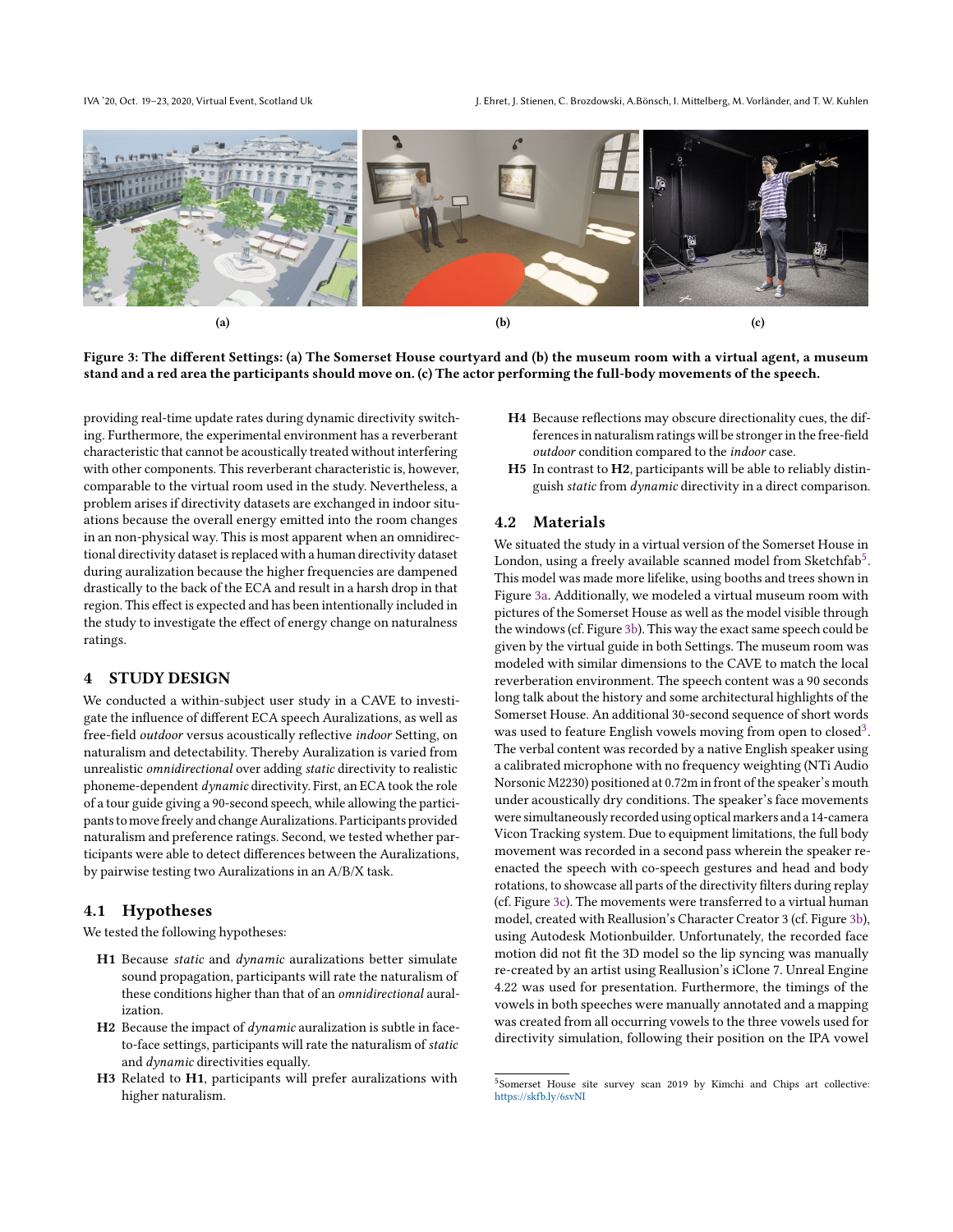(a) (b) (c)

**Figure 3: The different Settings: (a) The Somerset House courtyard and (b) the museum room with a virtual agent, a museum stand and a red area the participants should move on. (c) The actor performing the full-body movements of the speech.**

providing real-time update rates during dynamic directivity switching. Furthermore, the experimental environment has a reverberant characteristic that cannot be acoustically treated without interfering with other components. This reverberant characteristic is, however, comparable to the virtual room used in the study. Nevertheless, a problem arises if directivity datasets are exchanged in indoor situations because the overall energy emitted into the room changes in an non-physical way. This is most apparent when an omnidirectional directivity dataset is replaced with a human directivity dataset during auralization because the higher frequencies are dampened drastically to the back of the ECA and result in a harsh drop in that region. This effect is expected and has been intentionally included in the study to investigate the effect of energy change on naturalness ratings.

## 4 STUDY DESIGN

We conducted a within-subject user study in a CAVE to investigate the influence of different ECA speech Auralizations, as well as free-field *outdoor* versus acoustically reflective *indoor* Setting, on naturalism and detectability. Thereby Auralization is varied from unrealistic *omnidirectional* over adding *static* directivity to realistic phoneme-dependent *dynamic* directivity. First, an ECA took the role of a tour guide giving a 90-second speech, while allowing the participants to move freely and change Auralizations. Participants provided naturalism and preference ratings. Second, we tested whether participants were able to detect differences between the Auralizations, by pairwise testing two Auralizations in an A/B/X task.

### 4.1 Hypotheses

We tested the following hypotheses:

- **H1** Because *static* and *dynamic* auralizations better simulate sound propagation, participants will rate the naturalism of these conditions higher than that of an *omnidirectional* auralization.
- **H2** Because the impact of *dynamic* auralization is subtle in face-to-face settings, participants will rate the naturalism of *static* and *dynamic* directivities equally.
- **H3** Related to **H1**, participants will prefer auralizations with higher naturalism.
- **H4** Because reflections may obscure directionality cues, the differences in naturalism ratings will be stronger in the free-field *outdoor* condition compared to the *indoor* case.
- **H5** In contrast to **H2**, participants will be able to reliably distinguish *static* from *dynamic* directivity in a direct comparison.

### 4.2 Materials

We situated the study in a virtual version of the Somerset House in London, using a freely available scanned model from Sketchfab[5]. This model was made more lifelike, using booths and trees shown in Figure 3a. Additionally, we modeled a virtual museum room with pictures of the Somerset House as well as the model visible through the windows (cf. Figure 3b). This way the exact same speech could be given by the virtual guide in both Settings. The museum room was modeled with similar dimensions to the CAVE to match the local reverberation environment. The speech content was a 90 seconds long talk about the history and some architectural highlights of the Somerset House. An additional 30-second sequence of short words was used to feature English vowels moving from open to closed[3]. The verbal content was recorded by a native English speaker using a calibrated microphone with no frequency weighting (NTi Audio Norsonic M2230) positioned at 0.72m in front of the speaker's mouth under acoustically dry conditions. The speaker's face movements were simultaneously recorded using optical markers and a 14-camera Vicon Tracking system. Due to equipment limitations, the full body movement was recorded in a second pass wherein the speaker re-enacted the speech with co-speech gestures and head and body rotations, to showcase all parts of the directivity filters during replay (cf. Figure 3c). The movements were transferred to a virtual human model, created with Reallusion's Character Creator 3 (cf. Figure 3b), using Autodesk Motionbuilder. Unfortunately, the recorded face motion did not fit the 3D model so the lip syncing was manually re-created by an artist using Reallusion's iClone 7. Unreal Engine 4.22 was used for presentation. Furthermore, the timings of the vowels in both speeches were manually annotated and a mapping was created from all occurring vowels to the three vowels used for directivity simulation, following their position on the IPA vowel

[5] Somerset House site survey scan 2019 by Kimchi and Chips art collective: https://skfb.ly/6svNI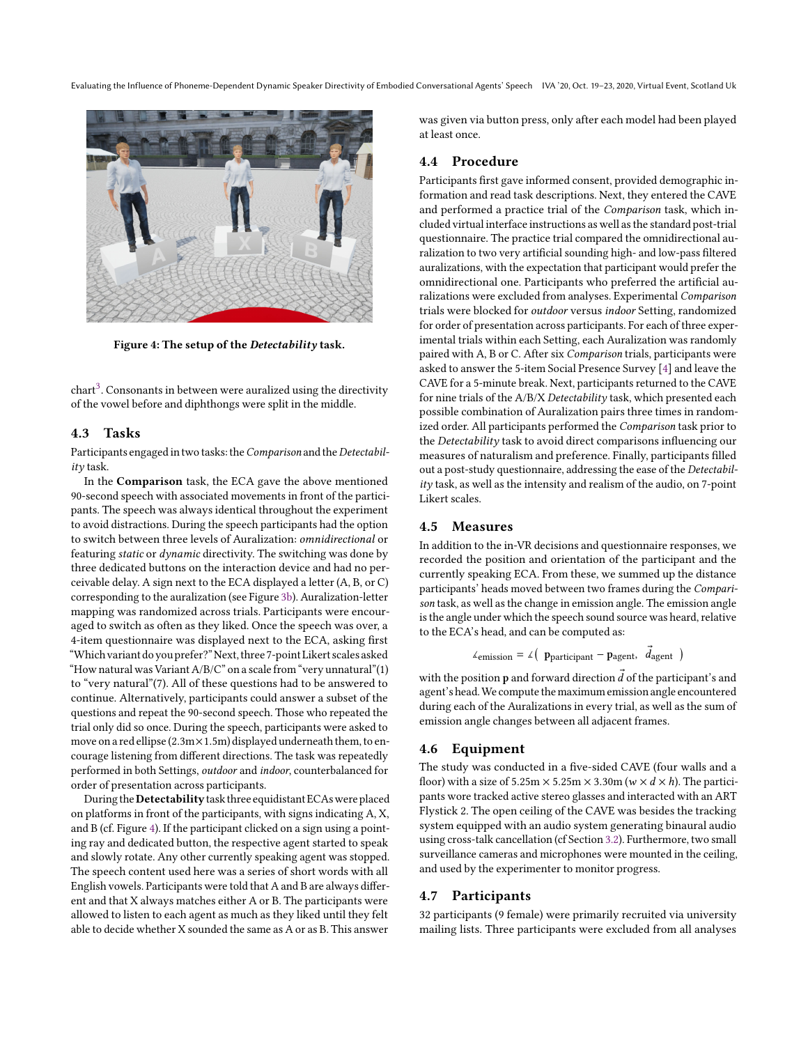Figure 4: The setup of the *Detectability* task.

chart[3]. Consonants in between were auralized using the directivity of the vowel before and diphthongs were split in the middle.

## 4.3 Tasks

Participants engaged in two tasks: the *Comparison* and the *Detectability* task.

In the **Comparison** task, the ECA gave the above mentioned 90-second speech with associated movements in front of the participants. The speech was always identical throughout the experiment to avoid distractions. During the speech participants had the option to switch between three levels of Auralization: *omnidirectional* or featuring *static* or *dynamic* directivity. The switching was done by three dedicated buttons on the interaction device and had no perceivable delay. A sign next to the ECA displayed a letter (A, B, or C) corresponding to the auralization (see Figure 3b). Auralization-letter mapping was randomized across trials. Participants were encouraged to switch as often as they liked. Once the speech was over, a 4-item questionnaire was displayed next to the ECA, asking first "Which variant do you prefer?" Next, three 7-point Likert scales asked "How natural was Variant A/B/C" on a scale from "very unnatural"(1) to "very natural"(7). All of these questions had to be answered to continue. Alternatively, participants could answer a subset of the questions and repeat the 90-second speech. Those who repeated the trial only did so once. During the speech, participants were asked to move on a red ellipse (2.3m×1.5m) displayed underneath them, to encourage listening from different directions. The task was repeatedly performed in both Settings, *outdoor* and *indoor*, counterbalanced for order of presentation across participants.

During the **Detectability** task three equidistant ECAs were placed on platforms in front of the participants, with signs indicating A, X, and B (cf. Figure 4). If the participant clicked on a sign using a pointing ray and dedicated button, the respective agent started to speak and slowly rotate. Any other currently speaking agent was stopped. The speech content used here was a series of short words with all English vowels. Participants were told that A and B are always different and that X always matches either A or B. The participants were allowed to listen to each agent as much as they liked until they felt able to decide whether X sounded the same as A or as B. This answer was given via button press, only after each model had been played at least once.

## 4.4 Procedure

Participants first gave informed consent, provided demographic information and read task descriptions. Next, they entered the CAVE and performed a practice trial of the *Comparison* task, which included virtual interface instructions as well as the standard post-trial questionnaire. The practice trial compared the omnidirectional auralization to two very artificial sounding high- and low-pass filtered auralizations, with the expectation that participant would prefer the omnidirectional one. Participants who preferred the artificial auralizations were excluded from analyses. Experimental *Comparison* trials were blocked for *outdoor* versus *indoor* Setting, randomized for order of presentation across participants. For each of three experimental trials within each Setting, each Auralization was randomly paired with A, B or C. After six *Comparison* trials, participants were asked to answer the 5-item Social Presence Survey [4] and leave the CAVE for a 5-minute break. Next, participants returned to the CAVE for nine trials of the A/B/X *Detectability* task, which presented each possible combination of Auralization pairs three times in randomized order. All participants performed the *Comparison* task prior to the *Detectability* task to avoid direct comparisons influencing our measures of naturalism and preference. Finally, participants filled out a post-study questionnaire, addressing the ease of the *Detectability* task, as well as the intensity and realism of the audio, on 7-point Likert scales.

## 4.5 Measures

In addition to the in-VR decisions and questionnaire responses, we recorded the position and orientation of the participant and the currently speaking ECA. From these, we summed up the distance participants' heads moved between two frames during the *Comparison* task, as well as the change in emission angle. The emission angle is the angle under which the speech sound source was heard, relative to the ECA's head, and can be computed as:

$$\measuredangle_{\text{emission}} = \measuredangle\left( \mathbf{p}_{\text{participant}} - \mathbf{p}_{\text{agent}},\ \vec{d}_{\text{agent}} \right)$$

with the position $\mathbf{p}$ and forward direction $\vec{d}$ of the participant's and agent's head. We compute the maximum emission angle encountered during each of the Auralizations in every trial, as well as the sum of emission angle changes between all adjacent frames.

## 4.6 Equipment

The study was conducted in a five-sided CAVE (four walls and a floor) with a size of 5.25m × 5.25m × 3.30m ($w \times d \times h$). The participants wore tracked active stereo glasses and interacted with an ART Flystick 2. The open ceiling of the CAVE was besides the tracking system equipped with an audio system generating binaural audio using cross-talk cancellation (cf Section 3.2). Furthermore, two small surveillance cameras and microphones were mounted in the ceiling, and used by the experimenter to monitor progress.

## 4.7 Participants

32 participants (9 female) were primarily recruited via university mailing lists. Three participants were excluded from all analyses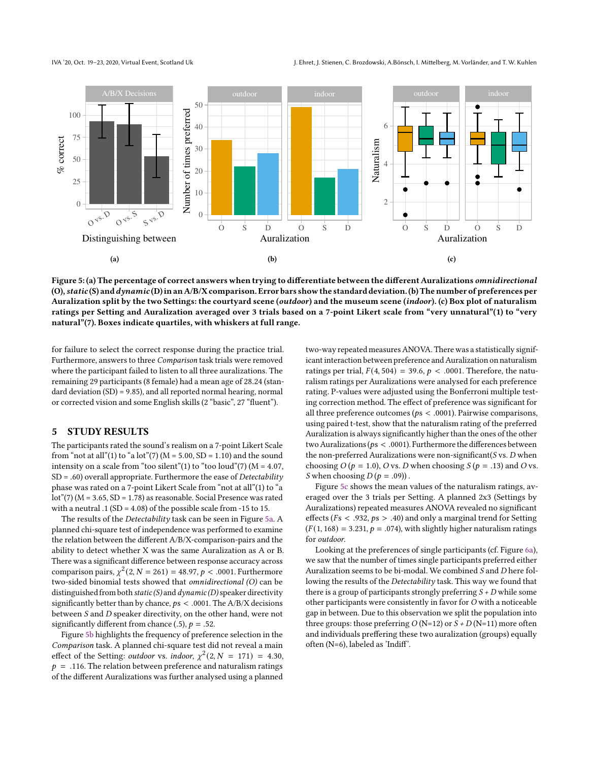**Figure 5: (a) The percentage of correct answers when trying to differentiate between the different Auralizations *omnidirectional* (O), *static* (S) and *dynamic* (D) in an A/B/X comparison. Error bars show the standard deviation. (b) The number of preferences per Auralization split by the two Settings: the courtyard scene (*outdoor*) and the museum scene (*indoor*). (c) Box plot of naturalism ratings per Setting and Auralization averaged over 3 trials based on a 7-point Likert scale from "very unnatural"(1) to "very natural"(7). Boxes indicate quartiles, with whiskers at full range.**

for failure to select the correct response during the practice trial. Furthermore, answers to three *Comparison* task trials were removed where the participant failed to listen to all three auralizations. The remaining 29 participants (8 female) had a mean age of 28.24 (standard deviation (SD) = 9.85), and all reported normal hearing, normal or corrected vision and some English skills (2 "basic", 27 "fluent").

## 5 STUDY RESULTS

The participants rated the sound's realism on a 7-point Likert Scale from "not at all"(1) to "a lot"(7) (M = 5.00, SD = 1.10) and the sound intensity on a scale from "too silent"(1) to "too loud"(7) (M = 4.07, SD = .60) overall appropriate. Furthermore the ease of *Detectability* phase was rated on a 7-point Likert Scale from "not at all"(1) to "a lot"(7) (M = 3.65, SD = 1.78) as reasonable. Social Presence was rated with a neutral .1 (SD = 4.08) of the possible scale from -15 to 15.

The results of the *Detectability* task can be seen in Figure 5a. A planned chi-square test of independence was performed to examine the relation between the different A/B/X-comparison-pairs and the ability to detect whether X was the same Auralization as A or B. There was a significant difference between response accuracy across comparison pairs, $\chi^2(2, N = 261) = 48.97, p < .0001$. Furthermore two-sided binomial tests showed that *omnidirectional (O)* can be distinguished from both *static (S)* and *dynamic (D)* speaker directivity significantly better than by chance, $ps < .0001$. The A/B/X decisions between *S* and *D* speaker directivity, on the other hand, were not significantly different from chance (.5), $p = .52$.

Figure 5b highlights the frequency of preference selection in the *Comparison* task. A planned chi-square test did not reveal a main effect of the Setting: *outdoor* vs. *indoor*, $\chi^2(2, N = 171) = 4.30$, $p = .116$. The relation between preference and naturalism ratings of the different Auralizations was further analysed using a planned two-way repeated measures ANOVA. There was a statistically significant interaction between preference and Auralization on naturalism ratings per trial, $F(4, 504) = 39.6, p < .0001$. Therefore, the naturalism ratings per Auralizations were analysed for each preference rating. P-values were adjusted using the Bonferroni multiple testing correction method. The effect of preference was significant for all three preference outcomes ($ps < .0001$). Pairwise comparisons, using paired t-test, show that the naturalism rating of the preferred Auralization is always significantly higher than the ones of the other two Auralizations ($ps < .0001$). Furthermore the differences between the non-preferred Auralizations were non-significant(*S* vs. *D* when choosing *O* ($p = 1.0$), *O* vs. *D* when choosing *S* ($p = .13$) and *O* vs. *S* when choosing *D* ($p = .09$)) .

Figure 5c shows the mean values of the naturalism ratings, averaged over the 3 trials per Setting. A planned 2x3 (Settings by Auralizations) repeated measures ANOVA revealed no significant effects ($Fs < .932, ps > .40$) and only a marginal trend for Setting ($F(1, 168) = 3.231, p = .074$), with slightly higher naturalism ratings for *outdoor*.

Looking at the preferences of single participants (cf. Figure 6a), we saw that the number of times single participants preferred either Auralization seems to be bi-modal. We combined *S* and *D* here following the results of the *Detectability* task. This way we found that there is a group of participants strongly preferring *S + D* while some other participants were consistently in favor for *O* with a noticeable gap in between. Due to this observation we split the population into three groups: those preferring *O* (N=12) or *S + D* (N=11) more often and individuals preffering these two auralization (groups) equally often (N=6), labeled as 'Indiff'.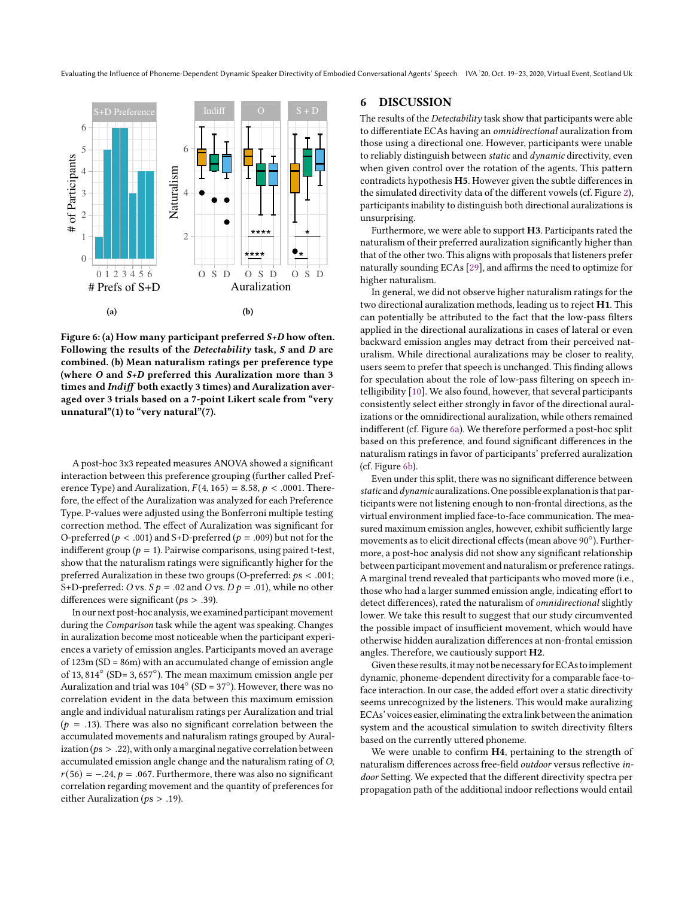(a)

(b)

**Figure 6: (a) How many participant preferred *S+D* how often. Following the results of the *Detectability* task, *S* and *D* are combined. (b) Mean naturalism ratings per preference type (where *O* and *S+D* preferred this Auralization more than 3 times and *Indiff* both exactly 3 times) and Auralization averaged over 3 trials based on a 7-point Likert scale from "very unnatural"(1) to "very natural"(7).**

A post-hoc 3x3 repeated measures ANOVA showed a significant interaction between this preference grouping (further called Preference Type) and Auralization, $F(4, 165) = 8.58$, $p < .0001$. Therefore, the effect of the Auralization was analyzed for each Preference Type. P-values were adjusted using the Bonferroni multiple testing correction method. The effect of Auralization was significant for O-preferred ($p < .001$) and S+D-preferred ($p = .009$) but not for the indifferent group ($p = 1$). Pairwise comparisons, using paired t-test, show that the naturalism ratings were significantly higher for the preferred Auralization in these two groups (O-preferred: $ps < .001$; S+D-preferred: *O* vs. *S* $p = .02$ and *O* vs. *D* $p = .01$), while no other differences were significant ($ps > .39$).

In our next post-hoc analysis, we examined participant movement during the *Comparison* task while the agent was speaking. Changes in auralization become most noticeable when the participant experiences a variety of emission angles. Participants moved an average of 123m (SD = 86m) with an accumulated change of emission angle of $13,814°$ (SD= $3,657°$). The mean maximum emission angle per Auralization and trial was $104°$ (SD = $37°$). However, there was no correlation evident in the data between this maximum emission angle and individual naturalism ratings per Auralization and trial ($p = .13$). There was also no significant correlation between the accumulated movements and naturalism ratings grouped by Auralization ($ps > .22$), with only a marginal negative correlation between accumulated emission angle change and the naturalism rating of *O*, $r(56) = -.24$, $p = .067$. Furthermore, there was also no significant correlation regarding movement and the quantity of preferences for either Auralization ($ps > .19$).

## 6 DISCUSSION

The results of the *Detectability* task show that participants were able to differentiate ECAs having an *omnidirectional* auralization from those using a directional one. However, participants were unable to reliably distinguish between *static* and *dynamic* directivity, even when given control over the rotation of the agents. This pattern contradicts hypothesis **H5**. However given the subtle differences in the simulated directivity data of the different vowels (cf. Figure 2), participants inability to distinguish both directional auralizations is unsurprising.

Furthermore, we were able to support **H3**. Participants rated the naturalism of their preferred auralization significantly higher than that of the other two. This aligns with proposals that listeners prefer naturally sounding ECAs [29], and affirms the need to optimize for higher naturalism.

In general, we did not observe higher naturalism ratings for the two directional auralization methods, leading us to reject **H1**. This can potentially be attributed to the fact that the low-pass filters applied in the directional auralizations in cases of lateral or even backward emission angles may detract from their perceived naturalism. While directional auralizations may be closer to reality, users seem to prefer that speech is unchanged. This finding allows for speculation about the role of low-pass filtering on speech intelligibility [10]. We also found, however, that several participants consistently select either strongly in favor of the directional auralizations or the omnidirectional auralization, while others remained indifferent (cf. Figure 6a). We therefore performed a post-hoc split based on this preference, and found significant differences in the naturalism ratings in favor of participants' preferred auralization (cf. Figure 6b).

Even under this split, there was no significant difference between *static* and *dynamic* auralizations. One possible explanation is that participants were not listening enough to non-frontal directions, as the virtual environment implied face-to-face communication. The measured maximum emission angles, however, exhibit sufficiently large movements as to elicit directional effects (mean above $90°$). Furthermore, a post-hoc analysis did not show any significant relationship between participant movement and naturalism or preference ratings. A marginal trend revealed that participants who moved more (i.e., those who had a larger summed emission angle, indicating effort to detect differences), rated the naturalism of *omnidirectional* slightly lower. We take this result to suggest that our study circumvented the possible impact of insufficient movement, which would have otherwise hidden auralization differences at non-frontal emission angles. Therefore, we cautiously support **H2**.

Given these results, it may not be necessary for ECAs to implement dynamic, phoneme-dependent directivity for a comparable face-to-face interaction. In our case, the added effort over a static directivity seems unrecognized by the listeners. This would make auralizing ECAs' voices easier, eliminating the extra link between the animation system and the acoustical simulation to switch directivity filters based on the currently uttered phoneme.

We were unable to confirm **H4**, pertaining to the strength of naturalism differences across free-field *outdoor* versus reflective *indoor* Setting. We expected that the different directivity spectra per propagation path of the additional indoor reflections would entail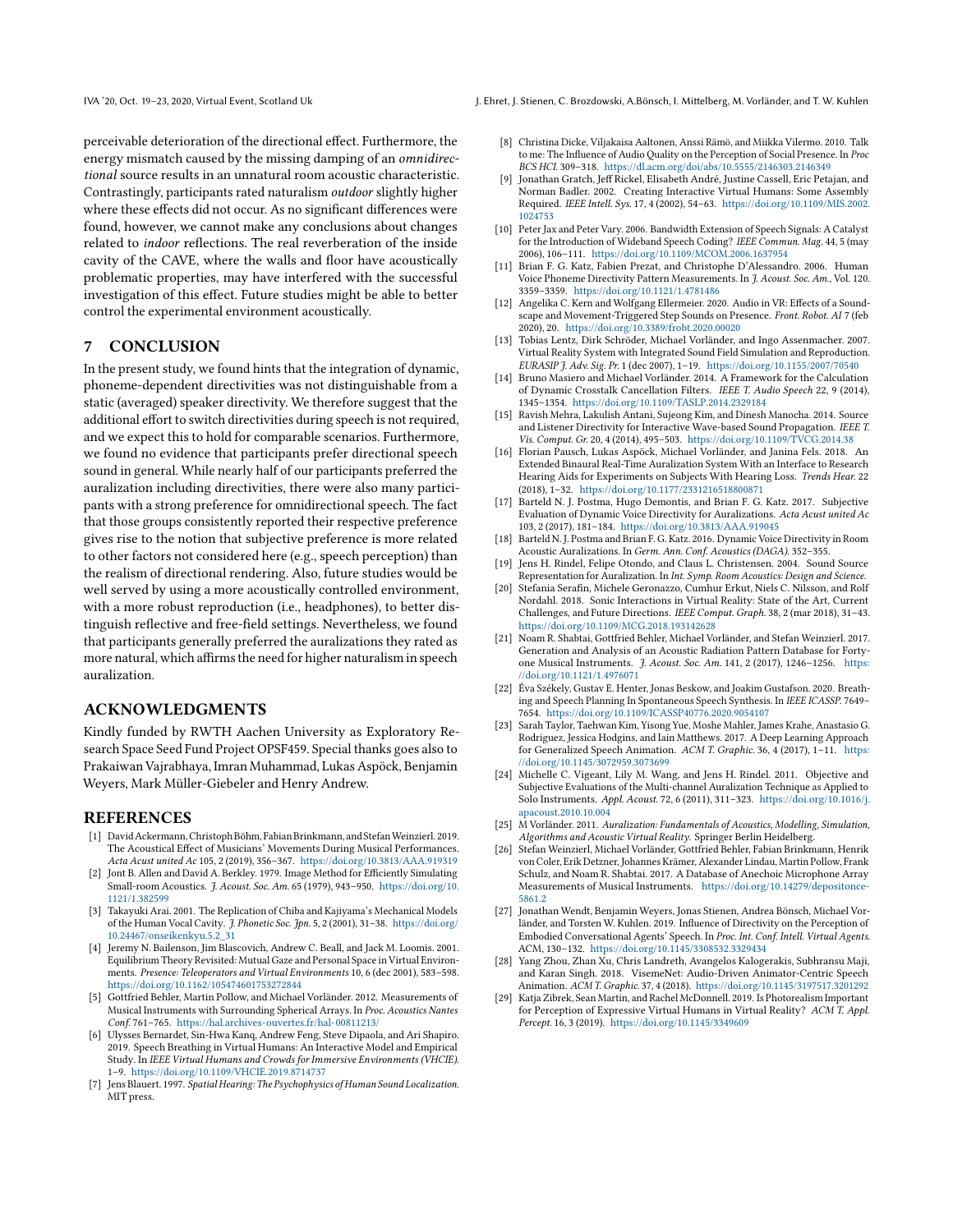perceivable deterioration of the directional effect. Furthermore, the energy mismatch caused by the missing damping of an *omnidirectional* source results in an unnatural room acoustic characteristic. Contrastingly, participants rated naturalism *outdoor* slightly higher where these effects did not occur. As no significant differences were found, however, we cannot make any conclusions about changes related to *indoor* reflections. The real reverberation of the inside cavity of the CAVE, where the walls and floor have acoustically problematic properties, may have interfered with the successful investigation of this effect. Future studies might be able to better control the experimental environment acoustically.

## 7 CONCLUSION

In the present study, we found hints that the integration of dynamic, phoneme-dependent directivities was not distinguishable from a static (averaged) speaker directivity. We therefore suggest that the additional effort to switch directivities during speech is not required, and we expect this to hold for comparable scenarios. Furthermore, we found no evidence that participants prefer directional speech sound in general. While nearly half of our participants preferred the auralization including directivities, there were also many participants with a strong preference for omnidirectional speech. The fact that those groups consistently reported their respective preference gives rise to the notion that subjective preference is more related to other factors not considered here (e.g., speech perception) than the realism of directional rendering. Also, future studies would be well served by using a more acoustically controlled environment, with a more robust reproduction (i.e., headphones), to better distinguish reflective and free-field settings. Nevertheless, we found that participants generally preferred the auralizations they rated as more natural, which affirms the need for higher naturalism in speech auralization.

## ACKNOWLEDGMENTS

Kindly funded by RWTH Aachen University as Exploratory Research Space Seed Fund Project OPSF459. Special thanks goes also to Prakaiwan Vajrabhaya, Imran Muhammad, Lukas Aspöck, Benjamin Weyers, Mark Müller-Giebeler and Henry Andrew.

## REFERENCES

[1] David Ackermann, Christoph Böhm, Fabian Brinkmann, and Stefan Weinzierl. 2019. The Acoustical Effect of Musicians' Movements During Musical Performances. *Acta Acust united Ac* 105, 2 (2019), 356–367. https://doi.org/10.3813/AAA.919319

[2] Jont B. Allen and David A. Berkley. 1979. Image Method for Efficiently Simulating Small-room Acoustics. *J. Acoust. Soc. Am.* 65 (1979), 943–950. https://doi.org/10.1121/1.382599

[3] Takayuki Arai. 2001. The Replication of Chiba and Kajiyama's Mechanical Models of the Human Vocal Cavity. *J. Phonetic Soc. Jpn.* 5, 2 (2001), 31–38. https://doi.org/10.24467/onseikenkyu.5.2_31

[4] Jeremy N. Bailenson, Jim Blascovich, Andrew C. Beall, and Jack M. Loomis. 2001. Equilibrium Theory Revisited: Mutual Gaze and Personal Space in Virtual Environments. *Presence: Teleoperators and Virtual Environments* 10, 6 (dec 2001), 583–598. https://doi.org/10.1162/105474601753272844

[5] Gottfried Behler, Martin Pollow, and Michael Vorländer. 2012. Measurements of Musical Instruments with Surrounding Spherical Arrays. In *Proc. Acoustics Nantes Conf.* 761–765. https://hal.archives-ouvertes.fr/hal-00811213/

[6] Ulysses Bernardet, Sin-Hwa Kang, Andrew Feng, Steve Dipaola, and Ari Shapiro. 2019. Speech Breathing in Virtual Humans: An Interactive Model and Empirical Study. In *IEEE Virtual Humans and Crowds for Immersive Environments (VHCIE)*. 1–9. https://doi.org/10.1109/VHCIE.2019.8714737

[7] Jens Blauert. 1997. *Spatial Hearing: The Psychophysics of Human Sound Localization.* MIT press.

[8] Christina Dicke, Viljakaisa Aaltonen, Anssi Rämö, and Miikka Vilermo. 2010. Talk to me: The Influence of Audio Quality on the Perception of Social Presence. In *Proc BCS HCI*. 309–318. https://dl.acm.org/doi/abs/10.5555/2146303.2146349

[9] Jonathan Gratch, Jeff Rickel, Elisabeth André, Justine Cassell, Eric Petajan, and Norman Badler. 2002. Creating Interactive Virtual Humans: Some Assembly Required. *IEEE Intell. Sys.* 17, 4 (2002), 54–63. https://doi.org/10.1109/MIS.2002.1024753

[10] Peter Jax and Peter Vary. 2006. Bandwidth Extension of Speech Signals: A Catalyst for the Introduction of Wideband Speech Coding? *IEEE Commun. Mag.* 44, 5 (may 2006), 106–111. https://doi.org/10.1109/MCOM.2006.1637954

[11] Brian F. G. Katz, Fabien Prezat, and Christophe D'Alessandro. 2006. Human Voice Phoneme Directivity Pattern Measurements. In *J. Acoust. Soc. Am.*, Vol. 120. 3359–3359. https://doi.org/10.1121/1.4781486

[12] Angelika C. Kern and Wolfgang Ellermeier. 2020. Audio in VR: Effects of a Soundscape and Movement-Triggered Step Sounds on Presence. *Front. Robot. AI* 7 (feb 2020), 20. https://doi.org/10.3389/frobt.2020.00020

[13] Tobias Lentz, Dirk Schröder, Michael Vorländer, and Ingo Assenmacher. 2007. Virtual Reality System with Integrated Sound Field Simulation and Reproduction. *EURASIP J. Adv. Sig. Pr.* 1 (dec 2007), 1–19. https://doi.org/10.1155/2007/70540

[14] Bruno Masiero and Michael Vorländer. 2014. A Framework for the Calculation of Dynamic Crosstalk Cancellation Filters. *IEEE T. Audio Speech* 22, 9 (2014), 1345–1354. https://doi.org/10.1109/TASLP.2014.2329184

[15] Ravish Mehra, Lakulish Antani, Sujeong Kim, and Dinesh Manocha. 2014. Source and Listener Directivity for Interactive Wave-based Sound Propagation. *IEEE T. Vis. Comput. Gr.* 20, 4 (2014), 495–503. https://doi.org/10.1109/TVCG.2014.38

[16] Florian Pausch, Lukas Aspöck, Michael Vorländer, and Janina Fels. 2018. An Extended Binaural Real-Time Auralization System With an Interface to Research Hearing Aids for Experiments on Subjects With Hearing Loss. *Trends Hear.* 22 (2018), 1–32. https://doi.org/10.1177/2331216518800871

[17] Barteld N. J. Postma, Hugo Demontis, and Brian F. G. Katz. 2017. Subjective Evaluation of Dynamic Voice Directivity for Auralizations. *Acta Acust united Ac* 103, 2 (2017), 181–184. https://doi.org/10.3813/AAA.919045

[18] Barteld N. J. Postma and Brian F. G. Katz. 2016. Dynamic Voice Directivity in Room Acoustic Auralizations. In *Germ. Ann. Conf. Acoustics (DAGA)*. 352–355.

[19] Jens H. Rindel, Felipe Otondo, and Claus L. Christensen. 2004. Sound Source Representation for Auralization. In *Int. Symp. Room Acoustics: Design and Science.*

[20] Stefania Serafin, Michele Geronazzo, Cumhur Erkut, Niels C. Nilsson, and Rolf Nordahl. 2018. Sonic Interactions in Virtual Reality: State of the Art, Current Challenges, and Future Directions. *IEEE Comput. Graph.* 38, 2 (mar 2018), 31–43. https://doi.org/10.1109/MCG.2018.193142628

[21] Noam R. Shabtai, Gottfried Behler, Michael Vorländer, and Stefan Weinzierl. 2017. Generation and Analysis of an Acoustic Radiation Pattern Database for Forty-one Musical Instruments. *J. Acoust. Soc. Am.* 141, 2 (2017), 1246–1256. https://doi.org/10.1121/1.4976071

[22] Éva Székely, Gustav E. Henter, Jonas Beskow, and Joakim Gustafson. 2020. Breathing and Speech Planning In Spontaneous Speech Synthesis. In *IEEE ICASSP*. 7649–7654. https://doi.org/10.1109/ICASSP40776.2020.9054107

[23] Sarah Taylor, Taehwan Kim, Yisong Yue, Moshe Mahler, James Krahe, Anastasio G. Rodriguez, Jessica Hodgins, and Iain Matthews. 2017. A Deep Learning Approach for Generalized Speech Animation. *ACM T. Graphic.* 36, 4 (2017), 1–11. https://doi.org/10.1145/3072959.3073699

[24] Michelle C. Vigeant, Lily M. Wang, and Jens H. Rindel. 2011. Objective and Subjective Evaluations of the Multi-channel Auralization Technique as Applied to Solo Instruments. *Appl. Acoust.* 72, 6 (2011), 311–323. https://doi.org/10.1016/j.apacoust.2010.10.004

[25] M Vorländer. 2011. *Auralization: Fundamentals of Acoustics, Modelling, Simulation, Algorithms and Acoustic Virtual Reality.* Springer Berlin Heidelberg.

[26] Stefan Weinzierl, Michael Vorländer, Gottfried Behler, Fabian Brinkmann, Henrik von Coler, Erik Detzner, Johannes Krämer, Alexander Lindau, Martin Pollow, Frank Schulz, and Noam R. Shabtai. 2017. A Database of Anechoic Microphone Array Measurements of Musical Instruments. https://doi.org/10.14279/depositonce-5861.2

[27] Jonathan Wendt, Benjamin Weyers, Jonas Stienen, Andrea Bönsch, Michael Vorländer, and Torsten W. Kuhlen. 2019. Influence of Directivity on the Perception of Embodied Conversational Agents' Speech. In *Proc. Int. Conf. Intell. Virtual Agents.* ACM, 130–132. https://doi.org/10.1145/3308532.3329434

[28] Yang Zhou, Zhan Xu, Chris Landreth, Avangelos Kalogerakis, Subhransu Maji, and Karan Singh. 2018. VisemeNet: Audio-Driven Animator-Centric Speech Animation. *ACM T. Graphic.* 37, 4 (2018). https://doi.org/10.1145/3197517.3201292

[29] Katja Zibrek, Sean Martin, and Rachel McDonnell. 2019. Is Photorealism Important for Perception of Expressive Virtual Humans in Virtual Reality? *ACM T. Appl. Percept.* 16, 3 (2019). https://doi.org/10.1145/3349609